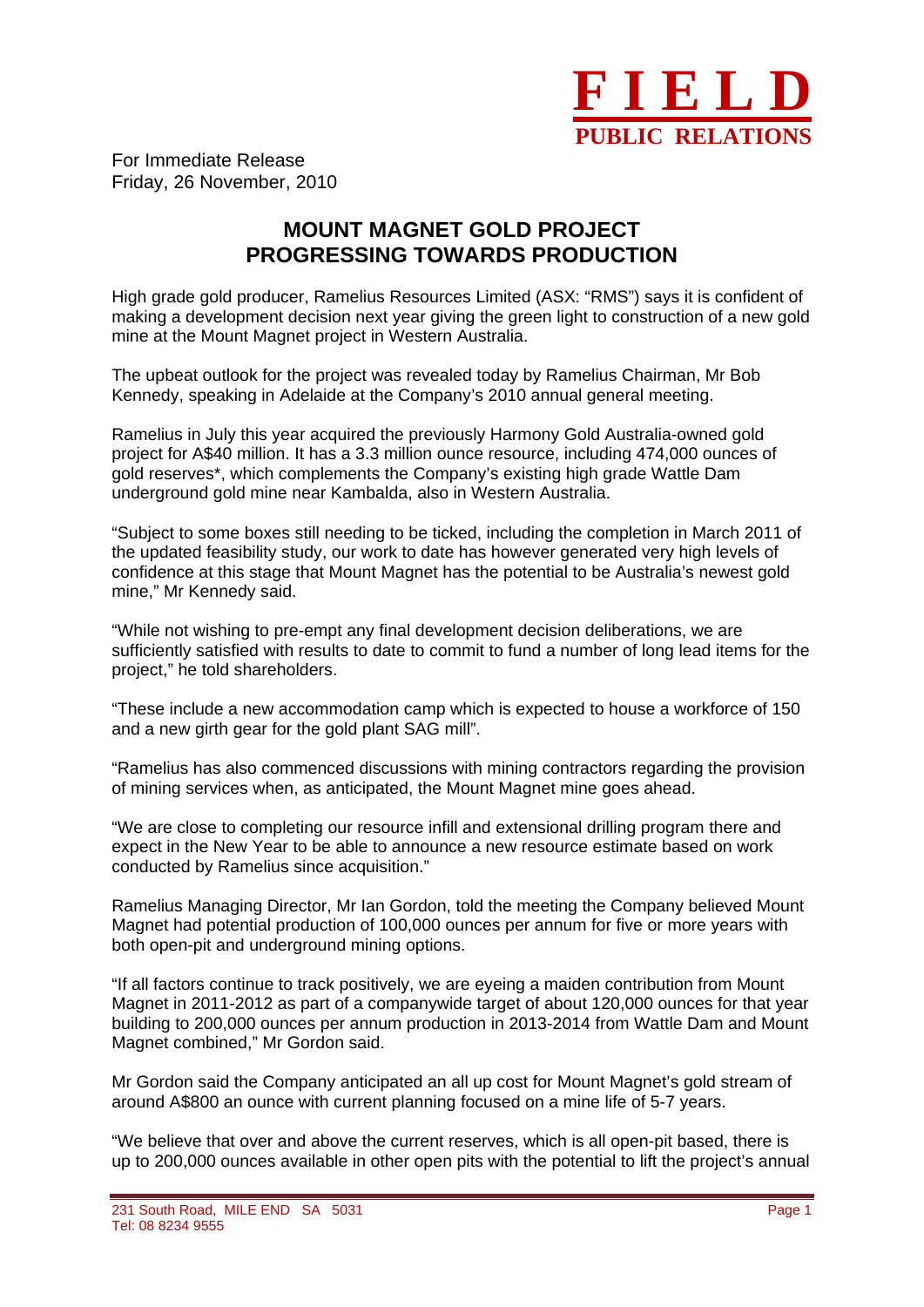**FIELD**
**PUBLIC RELATIONS**

For Immediate Release
Friday, 26 November, 2010

# MOUNT MAGNET GOLD PROJECT PROGRESSING TOWARDS PRODUCTION

High grade gold producer, Ramelius Resources Limited (ASX: "RMS") says it is confident of making a development decision next year giving the green light to construction of a new gold mine at the Mount Magnet project in Western Australia.

The upbeat outlook for the project was revealed today by Ramelius Chairman, Mr Bob Kennedy, speaking in Adelaide at the Company's 2010 annual general meeting.

Ramelius in July this year acquired the previously Harmony Gold Australia-owned gold project for A$40 million. It has a 3.3 million ounce resource, including 474,000 ounces of gold reserves*, which complements the Company's existing high grade Wattle Dam underground gold mine near Kambalda, also in Western Australia.

"Subject to some boxes still needing to be ticked, including the completion in March 2011 of the updated feasibility study, our work to date has however generated very high levels of confidence at this stage that Mount Magnet has the potential to be Australia's newest gold mine," Mr Kennedy said.

"While not wishing to pre-empt any final development decision deliberations, we are sufficiently satisfied with results to date to commit to fund a number of long lead items for the project," he told shareholders.

"These include a new accommodation camp which is expected to house a workforce of 150 and a new girth gear for the gold plant SAG mill".

"Ramelius has also commenced discussions with mining contractors regarding the provision of mining services when, as anticipated, the Mount Magnet mine goes ahead.

"We are close to completing our resource infill and extensional drilling program there and expect in the New Year to be able to announce a new resource estimate based on work conducted by Ramelius since acquisition."

Ramelius Managing Director, Mr Ian Gordon, told the meeting the Company believed Mount Magnet had potential production of 100,000 ounces per annum for five or more years with both open-pit and underground mining options.

"If all factors continue to track positively, we are eyeing a maiden contribution from Mount Magnet in 2011-2012 as part of a companywide target of about 120,000 ounces for that year building to 200,000 ounces per annum production in 2013-2014 from Wattle Dam and Mount Magnet combined," Mr Gordon said.

Mr Gordon said the Company anticipated an all up cost for Mount Magnet's gold stream of around A$800 an ounce with current planning focused on a mine life of 5-7 years.

"We believe that over and above the current reserves, which is all open-pit based, there is up to 200,000 ounces available in other open pits with the potential to lift the project's annual

231 South Road, MILE END SA 5031
Tel: 08 8234 9555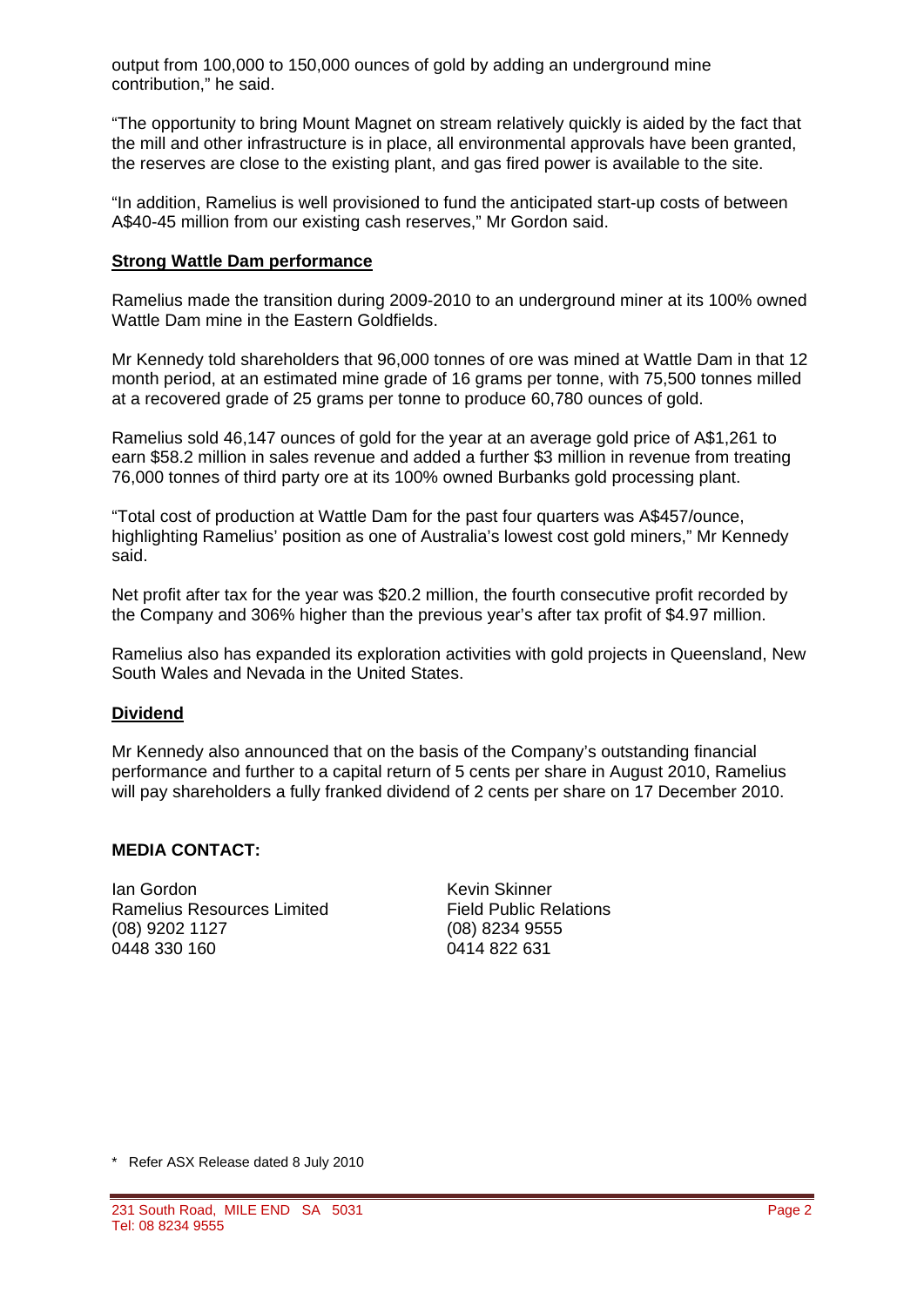output from 100,000 to 150,000 ounces of gold by adding an underground mine contribution," he said.

"The opportunity to bring Mount Magnet on stream relatively quickly is aided by the fact that the mill and other infrastructure is in place, all environmental approvals have been granted, the reserves are close to the existing plant, and gas fired power is available to the site.

"In addition, Ramelius is well provisioned to fund the anticipated start-up costs of between A$40-45 million from our existing cash reserves," Mr Gordon said.

**Strong Wattle Dam performance**

Ramelius made the transition during 2009-2010 to an underground miner at its 100% owned Wattle Dam mine in the Eastern Goldfields.

Mr Kennedy told shareholders that 96,000 tonnes of ore was mined at Wattle Dam in that 12 month period, at an estimated mine grade of 16 grams per tonne, with 75,500 tonnes milled at a recovered grade of 25 grams per tonne to produce 60,780 ounces of gold.

Ramelius sold 46,147 ounces of gold for the year at an average gold price of A$1,261 to earn $58.2 million in sales revenue and added a further $3 million in revenue from treating 76,000 tonnes of third party ore at its 100% owned Burbanks gold processing plant.

"Total cost of production at Wattle Dam for the past four quarters was A$457/ounce, highlighting Ramelius' position as one of Australia's lowest cost gold miners," Mr Kennedy said.

Net profit after tax for the year was $20.2 million, the fourth consecutive profit recorded by the Company and 306% higher than the previous year's after tax profit of $4.97 million.

Ramelius also has expanded its exploration activities with gold projects in Queensland, New South Wales and Nevada in the United States.

**Dividend**

Mr Kennedy also announced that on the basis of the Company's outstanding financial performance and further to a capital return of 5 cents per share in August 2010, Ramelius will pay shareholders a fully franked dividend of 2 cents per share on 17 December 2010.

**MEDIA CONTACT:**

Ian Gordon
Ramelius Resources Limited
(08) 9202 1127
0448 330 160

Kevin Skinner
Field Public Relations
(08) 8234 9555
0414 822 631

\* Refer ASX Release dated 8 July 2010

231 South Road, MILE END SA 5031
Tel: 08 8234 9555